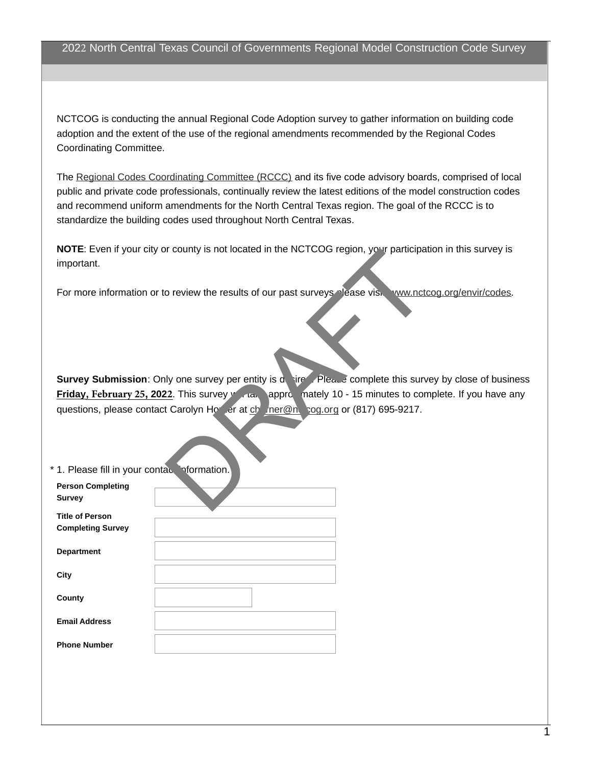# 2022 North Central Texas Council of Governments Regional Model Construction Code Survey

NCTCOG is conducting the annual Regional Code Adoption survey to gather information on building code adoption and the extent of the use of the regional amendments recommended by the Regional Codes Coordinating Committee.

The Regional Codes Coordinating Committee (RCCC) and its five code advisory boards, comprised of local public and private code professionals, continually review the latest editions of the model construction codes and recommend uniform amendments for the North Central Texas region. The goal of the RCCC is to standardize the building codes used throughout North Central Texas.

**NOTE**: Even if your city or county is not located in the NCTCOG region, your participation in this survey is important.

For more information or to review the results of our past surveys, please visit www.nctcog.org/envir/codes.

**Survey Submission**: Only one survey per entity is desired. Please complete this survey by close of business **Friday, February 25, 2022**. This survey will take approximately 10 - 15 minutes to complete. If you have any questions, please contact Carolyn Horner at chorner@nctcog.org or (817) 695-9217.

DRAFT

\* 1. Please fill in your contact information.

| | |
|---|---|
| **Person Completing Survey** | |
| **Title of Person Completing Survey** | |
| **Department** | |
| **City** | |
| **County** | |
| **Email Address** | |
| **Phone Number** | |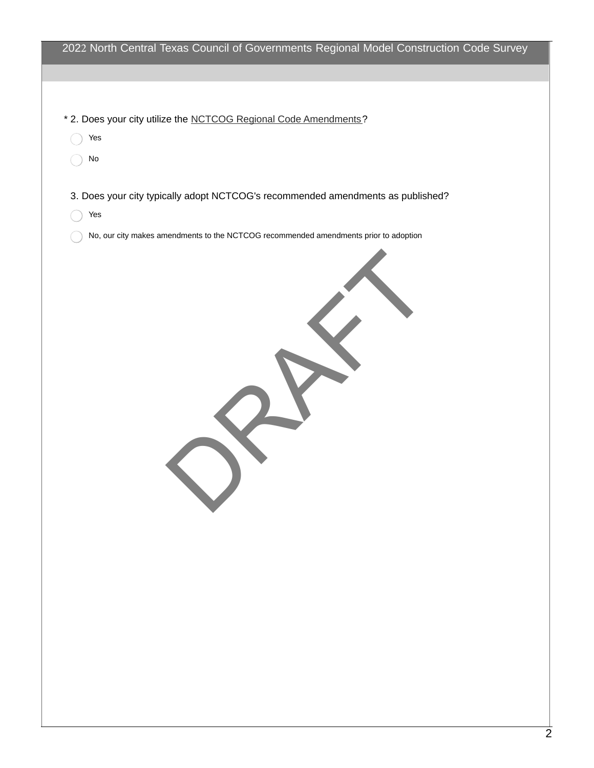# 2022 North Central Texas Council of Governments Regional Model Construction Code Survey

\* 2. Does your city utilize the NCTCOG Regional Code Amendments?

- ◯ Yes
- ◯ No

3. Does your city typically adopt NCTCOG's recommended amendments as published?

- ◯ Yes
- ◯ No, our city makes amendments to the NCTCOG recommended amendments prior to adoption

DRAFT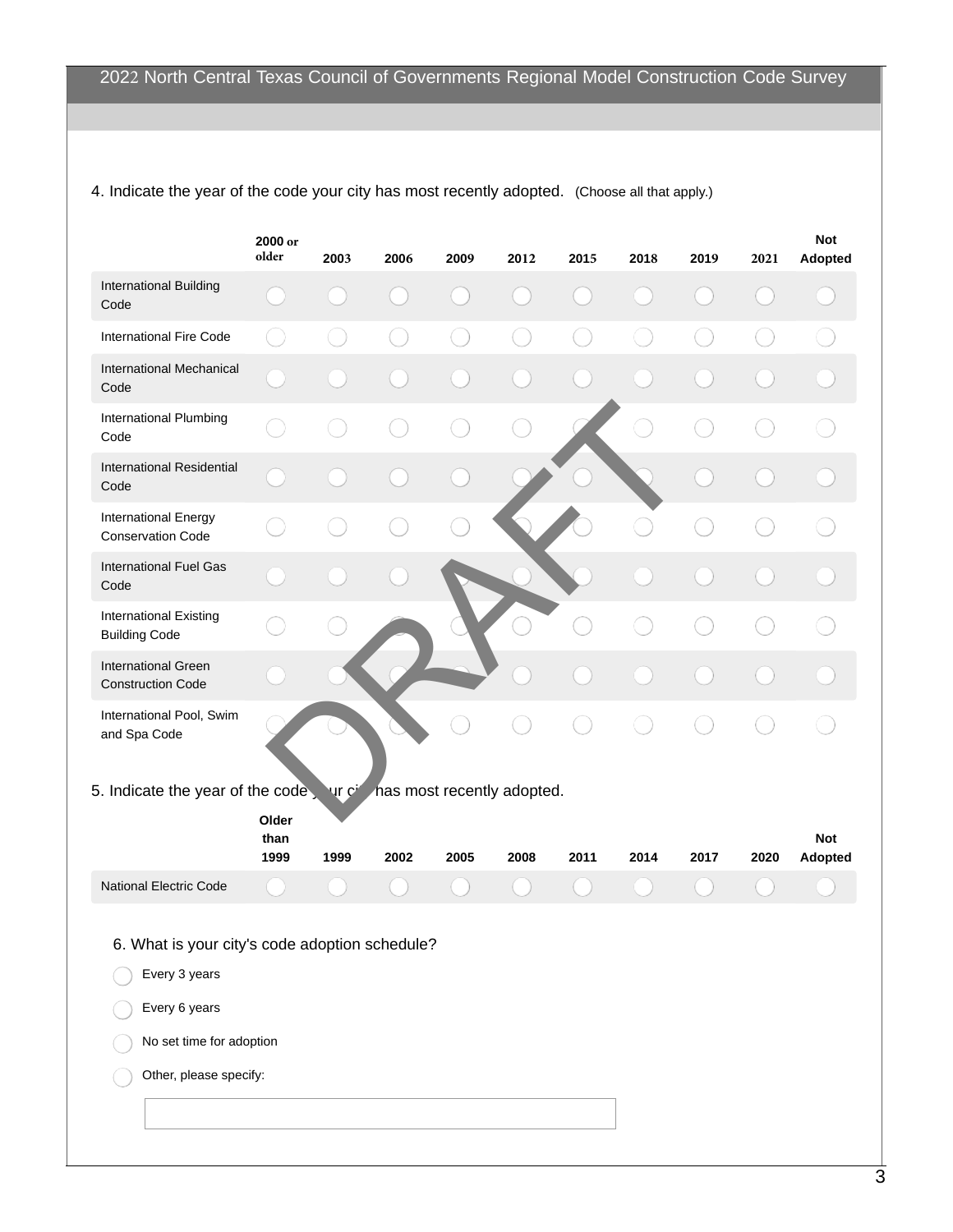# 2022 North Central Texas Council of Governments Regional Model Construction Code Survey

4. Indicate the year of the code your city has most recently adopted. (Choose all that apply.)

| | 2000 or older | 2003 | 2006 | 2009 | 2012 | 2015 | 2018 | 2019 | 2021 | Not Adopted |
|---|---|---|---|---|---|---|---|---|---|---|
| International Building Code | ◯ | ◯ | ◯ | ◯ | ◯ | ◯ | ◯ | ◯ | ◯ | ◯ |
| International Fire Code | ◯ | ◯ | ◯ | ◯ | ◯ | ◯ | ◯ | ◯ | ◯ | ◯ |
| International Mechanical Code | ◯ | ◯ | ◯ | ◯ | ◯ | ◯ | ◯ | ◯ | ◯ | ◯ |
| International Plumbing Code | ◯ | ◯ | ◯ | ◯ | ◯ | ◯ | ◯ | ◯ | ◯ | ◯ |
| International Residential Code | ◯ | ◯ | ◯ | ◯ | ◯ | ◯ | ◯ | ◯ | ◯ | ◯ |
| International Energy Conservation Code | ◯ | ◯ | ◯ | ◯ | ◯ | ◯ | ◯ | ◯ | ◯ | ◯ |
| International Fuel Gas Code | ◯ | ◯ | ◯ | ◯ | ◯ | ◯ | ◯ | ◯ | ◯ | ◯ |
| International Existing Building Code | ◯ | ◯ | ◯ | ◯ | ◯ | ◯ | ◯ | ◯ | ◯ | ◯ |
| International Green Construction Code | ◯ | ◯ | ◯ | ◯ | ◯ | ◯ | ◯ | ◯ | ◯ | ◯ |
| International Pool, Swim and Spa Code | ◯ | ◯ | ◯ | ◯ | ◯ | ◯ | ◯ | ◯ | ◯ | ◯ |

DRAFT

5. Indicate the year of the code your city has most recently adopted.

| | Older than 1999 | 1999 | 2002 | 2005 | 2008 | 2011 | 2014 | 2017 | 2020 | Not Adopted |
|---|---|---|---|---|---|---|---|---|---|---|
| National Electric Code | ◯ | ◯ | ◯ | ◯ | ◯ | ◯ | ◯ | ◯ | ◯ | ◯ |

6. What is your city's code adoption schedule?

- ◯ Every 3 years
- ◯ Every 6 years
- ◯ No set time for adoption
- ◯ Other, please specify:

[ ]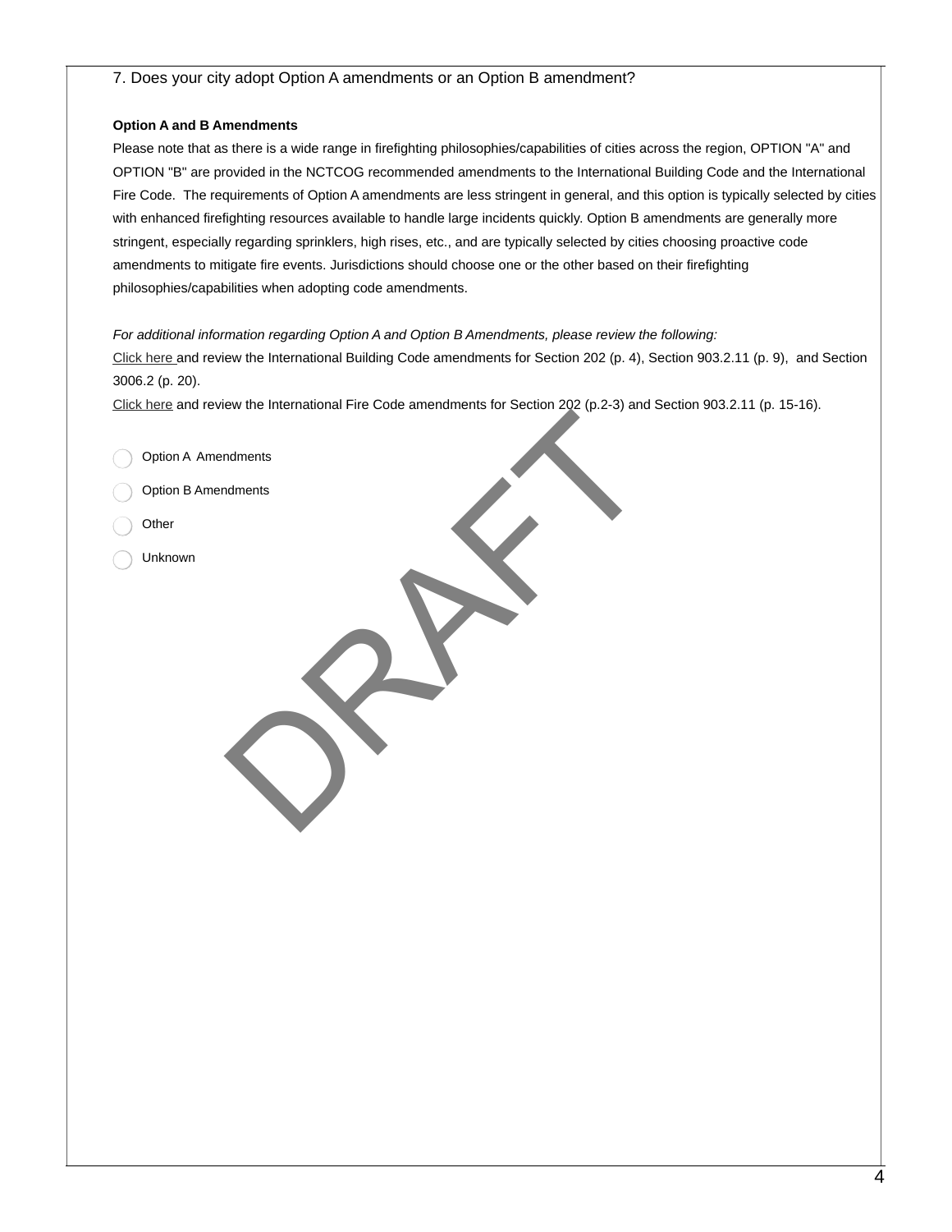7. Does your city adopt Option A amendments or an Option B amendment?

**Option A and B Amendments**

Please note that as there is a wide range in firefighting philosophies/capabilities of cities across the region, OPTION "A" and OPTION "B" are provided in the NCTCOG recommended amendments to the International Building Code and the International Fire Code. The requirements of Option A amendments are less stringent in general, and this option is typically selected by cities with enhanced firefighting resources available to handle large incidents quickly. Option B amendments are generally more stringent, especially regarding sprinklers, high rises, etc., and are typically selected by cities choosing proactive code amendments to mitigate fire events. Jurisdictions should choose one or the other based on their firefighting philosophies/capabilities when adopting code amendments.

*For additional information regarding Option A and Option B Amendments, please review the following:*

Click here and review the International Building Code amendments for Section 202 (p. 4), Section 903.2.11 (p. 9), and Section 3006.2 (p. 20).

Click here and review the International Fire Code amendments for Section 202 (p.2-3) and Section 903.2.11 (p. 15-16).

- Option A Amendments
- Option B Amendments
- Other
- Unknown

DRAFT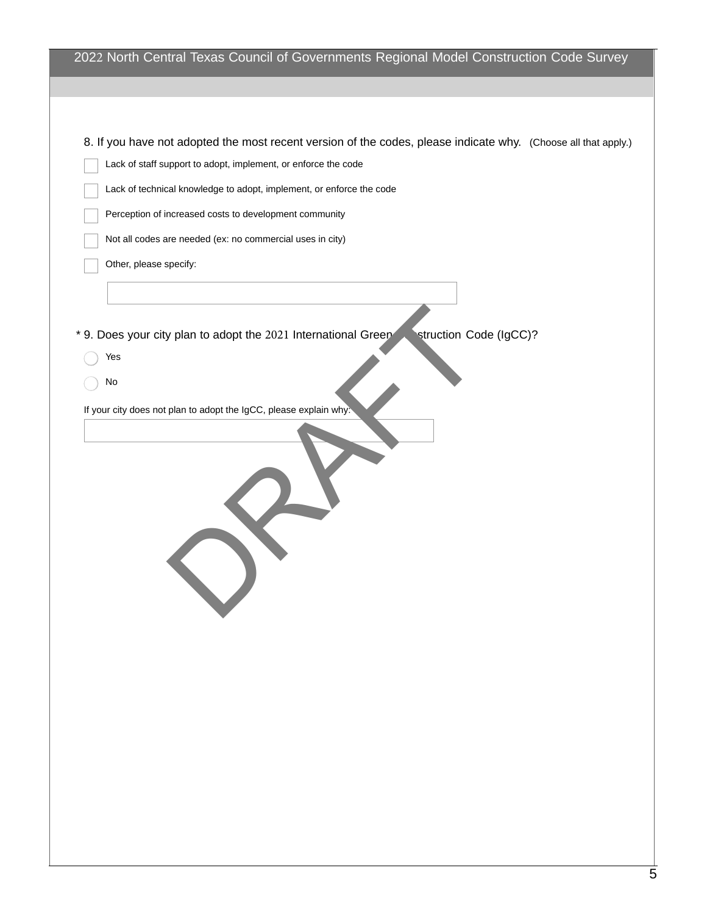## 2022 North Central Texas Council of Governments Regional Model Construction Code Survey

8. If you have not adopted the most recent version of the codes, please indicate why. (Choose all that apply.)

- [ ] Lack of staff support to adopt, implement, or enforce the code
- [ ] Lack of technical knowledge to adopt, implement, or enforce the code
- [ ] Perception of increased costs to development community
- [ ] Not all codes are needed (ex: no commercial uses in city)
- [ ] Other, please specify:

* 9. Does your city plan to adopt the 2021 International Green Construction Code (IgCC)?

- ( ) Yes
- ( ) No

If your city does not plan to adopt the IgCC, please explain why:

DRAFT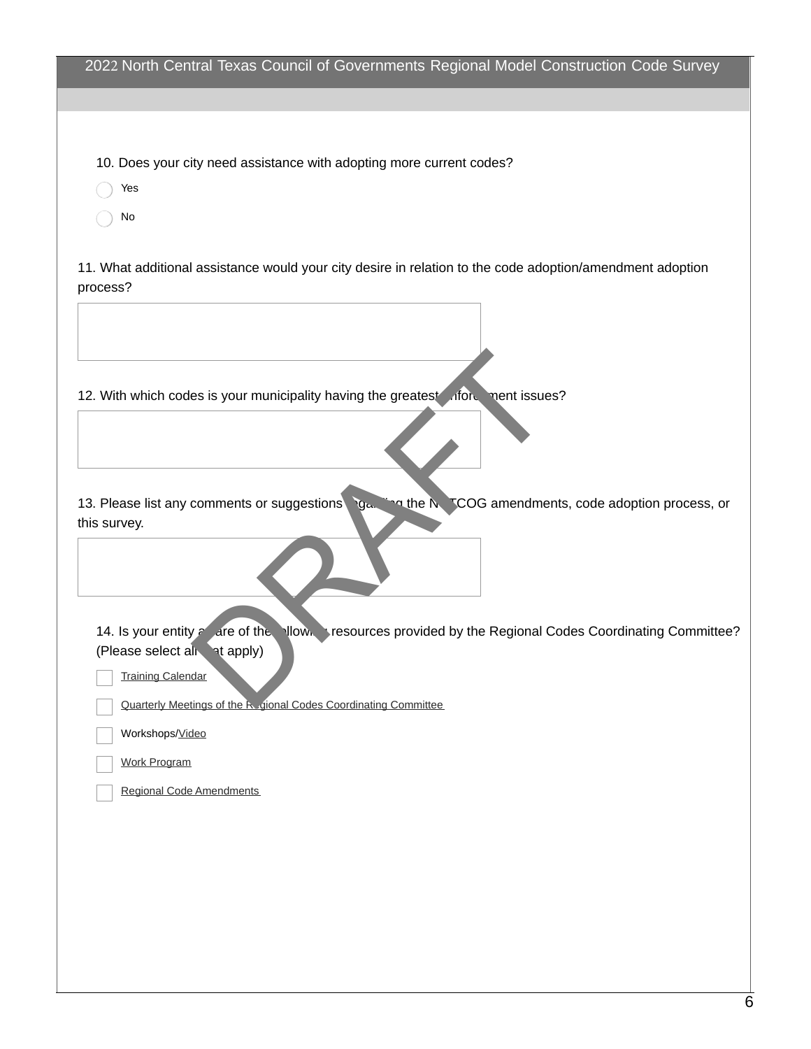# 2022 North Central Texas Council of Governments Regional Model Construction Code Survey

10. Does your city need assistance with adopting more current codes?

- ◯ Yes
- ◯ No

11. What additional assistance would your city desire in relation to the code adoption/amendment adoption process?

12. With which codes is your municipality having the greatest enforcement issues?

13. Please list any comments or suggestions regarding the NCTCOG amendments, code adoption process, or this survey.

14. Is your entity aware of the following resources provided by the Regional Codes Coordinating Committee? (Please select all that apply)

- ☐ Training Calendar
- ☐ Quarterly Meetings of the Regional Codes Coordinating Committee
- ☐ Workshops/Video
- ☐ Work Program
- ☐ Regional Code Amendments

DRAFT